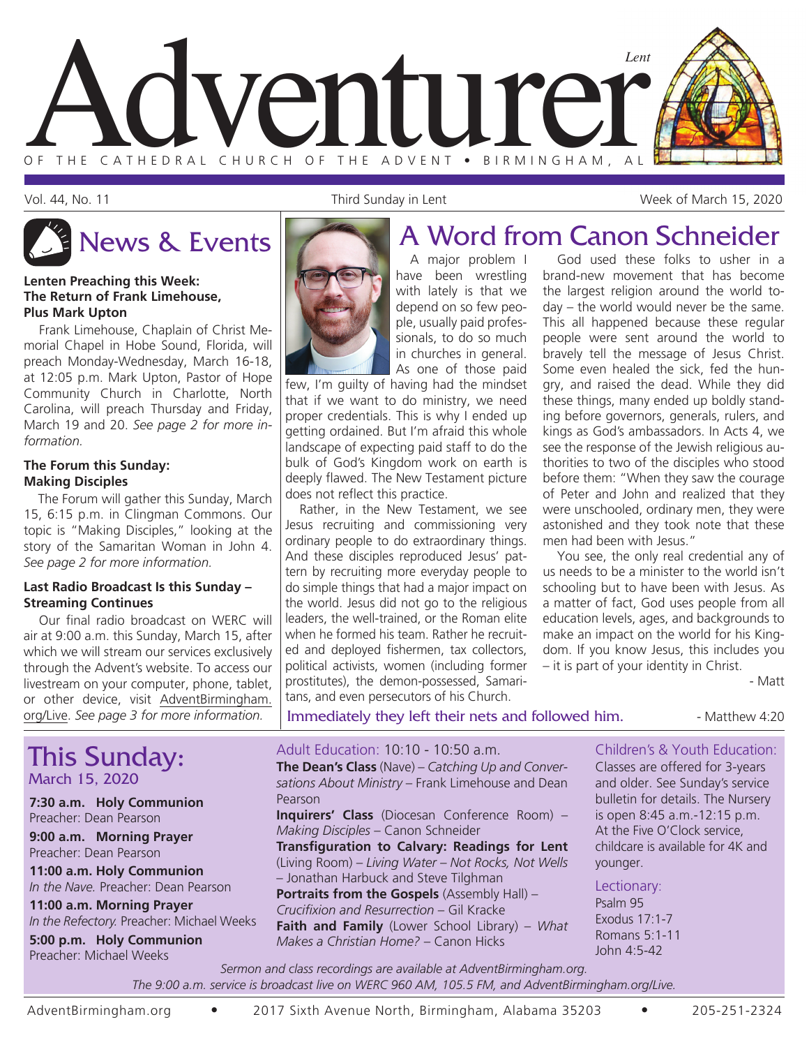# Adventurer

*Lent*

OF THE CATHEDRAL CHURCH OF THE ADVENT • BIRMINGHAM, AL

Vol. 44, No. 11 — Third Sunday in Lent — Week of March 15, 2020

## News & Events

### Lenten Preaching this Week: The Return of Frank Limehouse, Plus Mark Upton

Frank Limehouse, Chaplain of Christ Memorial Chapel in Hobe Sound, Florida, will preach Monday-Wednesday, March 16-18, at 12:05 p.m. Mark Upton, Pastor of Hope Community Church in Charlotte, North Carolina, will preach Thursday and Friday, March 19 and 20. *See page 2 for more information.*

### The Forum this Sunday: Making Disciples

The Forum will gather this Sunday, March 15, 6:15 p.m. in Clingman Commons. Our topic is "Making Disciples," looking at the story of the Samaritan Woman in John 4. *See page 2 for more information.*

### Last Radio Broadcast Is this Sunday – Streaming Continues

Our final radio broadcast on WERC will air at 9:00 a.m. this Sunday, March 15, after which we will stream our services exclusively through the Advent's website. To access our livestream on your computer, phone, tablet, or other device, visit AdventBirmingham.org/Live. *See page 3 for more information.*

## A Word from Canon Schneider

A major problem I have been wrestling with lately is that we depend on so few people, usually paid professionals, to do so much in churches in general. As one of those paid few, I'm guilty of having had the mindset that if we want to do ministry, we need proper credentials. This is why I ended up getting ordained. But I'm afraid this whole landscape of expecting paid staff to do the bulk of God's Kingdom work on earth is deeply flawed. The New Testament picture does not reflect this practice.

Rather, in the New Testament, we see Jesus recruiting and commissioning very ordinary people to do extraordinary things. And these disciples reproduced Jesus' pattern by recruiting more everyday people to do simple things that had a major impact on the world. Jesus did not go to the religious leaders, the well-trained, or the Roman elite when he formed his team. Rather he recruited and deployed fishermen, tax collectors, political activists, women (including former prostitutes), the demon-possessed, Samaritans, and even persecutors of his Church.

God used these folks to usher in a brand-new movement that has become the largest religion around the world today – the world would never be the same. This all happened because these regular people were sent around the world to bravely tell the message of Jesus Christ. Some even healed the sick, fed the hungry, and raised the dead. While they did these things, many ended up boldly standing before governors, generals, rulers, and kings as God's ambassadors. In Acts 4, we see the response of the Jewish religious authorities to two of the disciples who stood before them: "When they saw the courage of Peter and John and realized that they were unschooled, ordinary men, they were astonished and they took note that these men had been with Jesus."

You see, the only real credential any of us needs to be a minister to the world isn't schooling but to have been with Jesus. As a matter of fact, God uses people from all education levels, ages, and backgrounds to make an impact on the world for his Kingdom. If you know Jesus, this includes you – it is part of your identity in Christ.

- Matt

Immediately they left their nets and followed him. - Matthew 4:20

## This Sunday:
### March 15, 2020

**7:30 a.m. Holy Communion**
Preacher: Dean Pearson

**9:00 a.m. Morning Prayer**
Preacher: Dean Pearson

**11:00 a.m. Holy Communion**
*In the Nave.* Preacher: Dean Pearson

**11:00 a.m. Morning Prayer**
*In the Refectory.* Preacher: Michael Weeks

**5:00 p.m. Holy Communion**
Preacher: Michael Weeks

### Adult Education: 10:10 - 10:50 a.m.

**The Dean's Class** (Nave) – *Catching Up and Conversations About Ministry* – Frank Limehouse and Dean Pearson

**Inquirers' Class** (Diocesan Conference Room) – *Making Disciples* – Canon Schneider

**Transfiguration to Calvary: Readings for Lent** (Living Room) – *Living Water – Not Rocks, Not Wells* – Jonathan Harbuck and Steve Tilghman

**Portraits from the Gospels** (Assembly Hall) – *Crucifixion and Resurrection* – Gil Kracke

**Faith and Family** (Lower School Library) – *What Makes a Christian Home?* – Canon Hicks

### Children's & Youth Education:

Classes are offered for 3-years and older. See Sunday's service bulletin for details. The Nursery is open 8:45 a.m.-12:15 p.m. At the Five O'Clock service, childcare is available for 4K and younger.

### Lectionary:

Psalm 95
Exodus 17:1-7
Romans 5:1-11
John 4:5-42

*Sermon and class recordings are available at AdventBirmingham.org.*
*The 9:00 a.m. service is broadcast live on WERC 960 AM, 105.5 FM, and AdventBirmingham.org/Live.*

AdventBirmingham.org • 2017 Sixth Avenue North, Birmingham, Alabama 35203 • 205-251-2324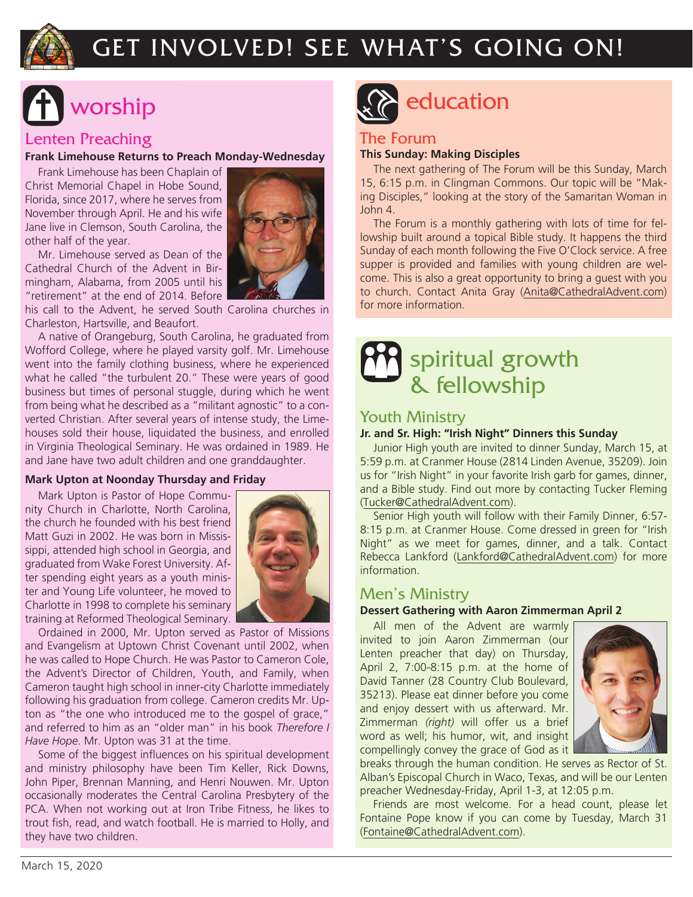# GET INVOLVED! SEE WHAT'S GOING ON!

## worship

### Lenten Preaching

**Frank Limehouse Returns to Preach Monday-Wednesday**

Frank Limehouse has been Chaplain of Christ Memorial Chapel in Hobe Sound, Florida, since 2017, where he serves from November through April. He and his wife Jane live in Clemson, South Carolina, the other half of the year.

Mr. Limehouse served as Dean of the Cathedral Church of the Advent in Birmingham, Alabama, from 2005 until his "retirement" at the end of 2014. Before his call to the Advent, he served South Carolina churches in Charleston, Hartsville, and Beaufort.

A native of Orangeburg, South Carolina, he graduated from Wofford College, where he played varsity golf. Mr. Limehouse went into the family clothing business, where he experienced what he called "the turbulent 20." These were years of good business but times of personal stuggle, during which he went from being what he described as a "militant agnostic" to a converted Christian. After several years of intense study, the Limehouses sold their house, liquidated the business, and enrolled in Virginia Theological Seminary. He was ordained in 1989. He and Jane have two adult children and one granddaughter.

**Mark Upton at Noonday Thursday and Friday**

Mark Upton is Pastor of Hope Community Church in Charlotte, North Carolina, the church he founded with his best friend Matt Guzi in 2002. He was born in Mississippi, attended high school in Georgia, and graduated from Wake Forest University. After spending eight years as a youth minister and Young Life volunteer, he moved to Charlotte in 1998 to complete his seminary training at Reformed Theological Seminary.

Ordained in 2000, Mr. Upton served as Pastor of Missions and Evangelism at Uptown Christ Covenant until 2002, when he was called to Hope Church. He was Pastor to Cameron Cole, the Advent's Director of Children, Youth, and Family, when Cameron taught high school in inner-city Charlotte immediately following his graduation from college. Cameron credits Mr. Upton as "the one who introduced me to the gospel of grace," and referred to him as an "older man" in his book *Therefore I Have Hope*. Mr. Upton was 31 at the time.

Some of the biggest influences on his spiritual development and ministry philosophy have been Tim Keller, Rick Downs, John Piper, Brennan Manning, and Henri Nouwen. Mr. Upton occasionally moderates the Central Carolina Presbytery of the PCA. When not working out at Iron Tribe Fitness, he likes to trout fish, read, and watch football. He is married to Holly, and they have two children.

## education

### The Forum

**This Sunday: Making Disciples**

The next gathering of The Forum will be this Sunday, March 15, 6:15 p.m. in Clingman Commons. Our topic will be "Making Disciples," looking at the story of the Samaritan Woman in John 4.

The Forum is a monthly gathering with lots of time for fellowship built around a topical Bible study. It happens the third Sunday of each month following the Five O'Clock service. A free supper is provided and families with young children are welcome. This is also a great opportunity to bring a guest with you to church. Contact Anita Gray (Anita@CathedralAdvent.com) for more information.

## spiritual growth & fellowship

### Youth Ministry

**Jr. and Sr. High: "Irish Night" Dinners this Sunday**

Junior High youth are invited to dinner Sunday, March 15, at 5:59 p.m. at Cranmer House (2814 Linden Avenue, 35209). Join us for "Irish Night" in your favorite Irish garb for games, dinner, and a Bible study. Find out more by contacting Tucker Fleming (Tucker@CathedralAdvent.com).

Senior High youth will follow with their Family Dinner, 6:57-8:15 p.m. at Cranmer House. Come dressed in green for "Irish Night" as we meet for games, dinner, and a talk. Contact Rebecca Lankford (Lankford@CathedralAdvent.com) for more information.

### Men's Ministry

**Dessert Gathering with Aaron Zimmerman April 2**

All men of the Advent are warmly invited to join Aaron Zimmerman (our Lenten preacher that day) on Thursday, April 2, 7:00-8:15 p.m. at the home of David Tanner (28 Country Club Boulevard, 35213). Please eat dinner before you come and enjoy dessert with us afterward. Mr. Zimmerman *(right)* will offer us a brief word as well; his humor, wit, and insight compellingly convey the grace of God as it breaks through the human condition. He serves as Rector of St. Alban's Episcopal Church in Waco, Texas, and will be our Lenten preacher Wednesday-Friday, April 1-3, at 12:05 p.m.

Friends are most welcome. For a head count, please let Fontaine Pope know if you can come by Tuesday, March 31 (Fontaine@CathedralAdvent.com).

March 15, 2020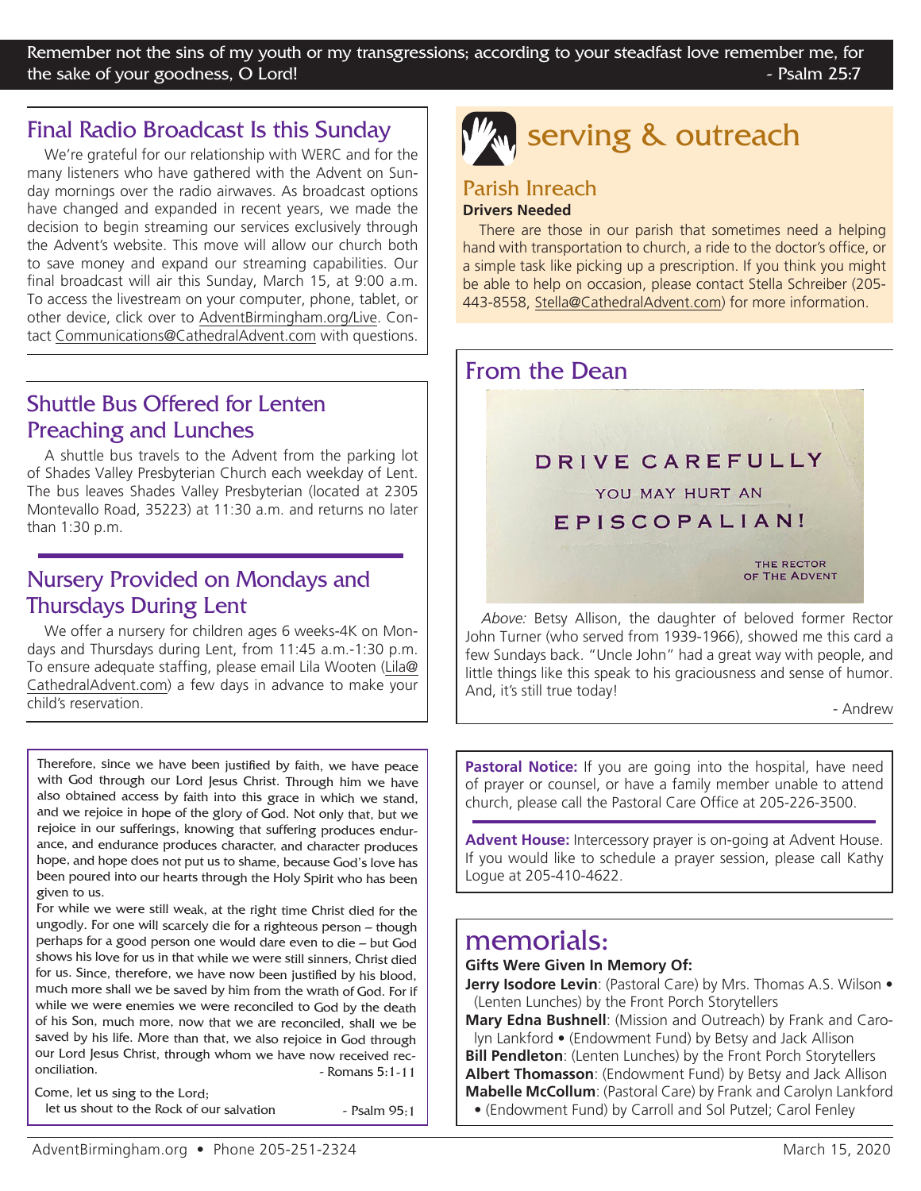Remember not the sins of my youth or my transgressions; according to your steadfast love remember me, for the sake of your goodness, O Lord! - Psalm 25:7

## Final Radio Broadcast Is this Sunday

We're grateful for our relationship with WERC and for the many listeners who have gathered with the Advent on Sunday mornings over the radio airwaves. As broadcast options have changed and expanded in recent years, we made the decision to begin streaming our services exclusively through the Advent's website. This move will allow our church both to save money and expand our streaming capabilities. Our final broadcast will air this Sunday, March 15, at 9:00 a.m. To access the livestream on your computer, phone, tablet, or other device, click over to AdventBirmingham.org/Live. Contact Communications@CathedralAdvent.com with questions.

## Shuttle Bus Offered for Lenten Preaching and Lunches

A shuttle bus travels to the Advent from the parking lot of Shades Valley Presbyterian Church each weekday of Lent. The bus leaves Shades Valley Presbyterian (located at 2305 Montevallo Road, 35223) at 11:30 a.m. and returns no later than 1:30 p.m.

## Nursery Provided on Mondays and Thursdays During Lent

We offer a nursery for children ages 6 weeks-4K on Mondays and Thursdays during Lent, from 11:45 a.m.-1:30 p.m. To ensure adequate staffing, please email Lila Wooten (Lila@CathedralAdvent.com) a few days in advance to make your child's reservation.

Therefore, since we have been justified by faith, we have peace with God through our Lord Jesus Christ. Through him we have also obtained access by faith into this grace in which we stand, and we rejoice in hope of the glory of God. Not only that, but we rejoice in our sufferings, knowing that suffering produces endurance, and endurance produces character, and character produces hope, and hope does not put us to shame, because God's love has been poured into our hearts through the Holy Spirit who has been given to us.
For while we were still weak, at the right time Christ died for the ungodly. For one will scarcely die for a righteous person – though perhaps for a good person one would dare even to die – but God shows his love for us in that while we were still sinners, Christ died for us. Since, therefore, we have now been justified by his blood, much more shall we be saved by him from the wrath of God. For if while we were enemies we were reconciled to God by the death of his Son, much more, now that we are reconciled, shall we be saved by his life. More than that, we also rejoice in God through our Lord Jesus Christ, through whom we have now received reconciliation. - Romans 5:1-11

Come, let us sing to the Lord;
let us shout to the Rock of our salvation - Psalm 95:1

# serving & outreach

## Parish Inreach

**Drivers Needed**

There are those in our parish that sometimes need a helping hand with transportation to church, a ride to the doctor's office, or a simple task like picking up a prescription. If you think you might be able to help on occasion, please contact Stella Schreiber (205-443-8558, Stella@CathedralAdvent.com) for more information.

## From the Dean

DRIVE CAREFULLY
YOU MAY HURT AN
EPISCOPALIAN!
THE RECTOR OF THE ADVENT

*Above:* Betsy Allison, the daughter of beloved former Rector John Turner (who served from 1939-1966), showed me this card a few Sundays back. "Uncle John" had a great way with people, and little things like this speak to his graciousness and sense of humor. And, it's still true today!

- Andrew

**Pastoral Notice:** If you are going into the hospital, have need of prayer or counsel, or have a family member unable to attend church, please call the Pastoral Care Office at 205-226-3500.

**Advent House:** Intercessory prayer is on-going at Advent House. If you would like to schedule a prayer session, please call Kathy Logue at 205-410-4622.

# memorials:

**Gifts Were Given In Memory Of:**

**Jerry Isodore Levin**: (Pastoral Care) by Mrs. Thomas A.S. Wilson • (Lenten Lunches) by the Front Porch Storytellers
**Mary Edna Bushnell**: (Mission and Outreach) by Frank and Carolyn Lankford • (Endowment Fund) by Betsy and Jack Allison
**Bill Pendleton**: (Lenten Lunches) by the Front Porch Storytellers
**Albert Thomasson**: (Endowment Fund) by Betsy and Jack Allison
**Mabelle McCollum**: (Pastoral Care) by Frank and Carolyn Lankford • (Endowment Fund) by Carroll and Sol Putzel; Carol Fenley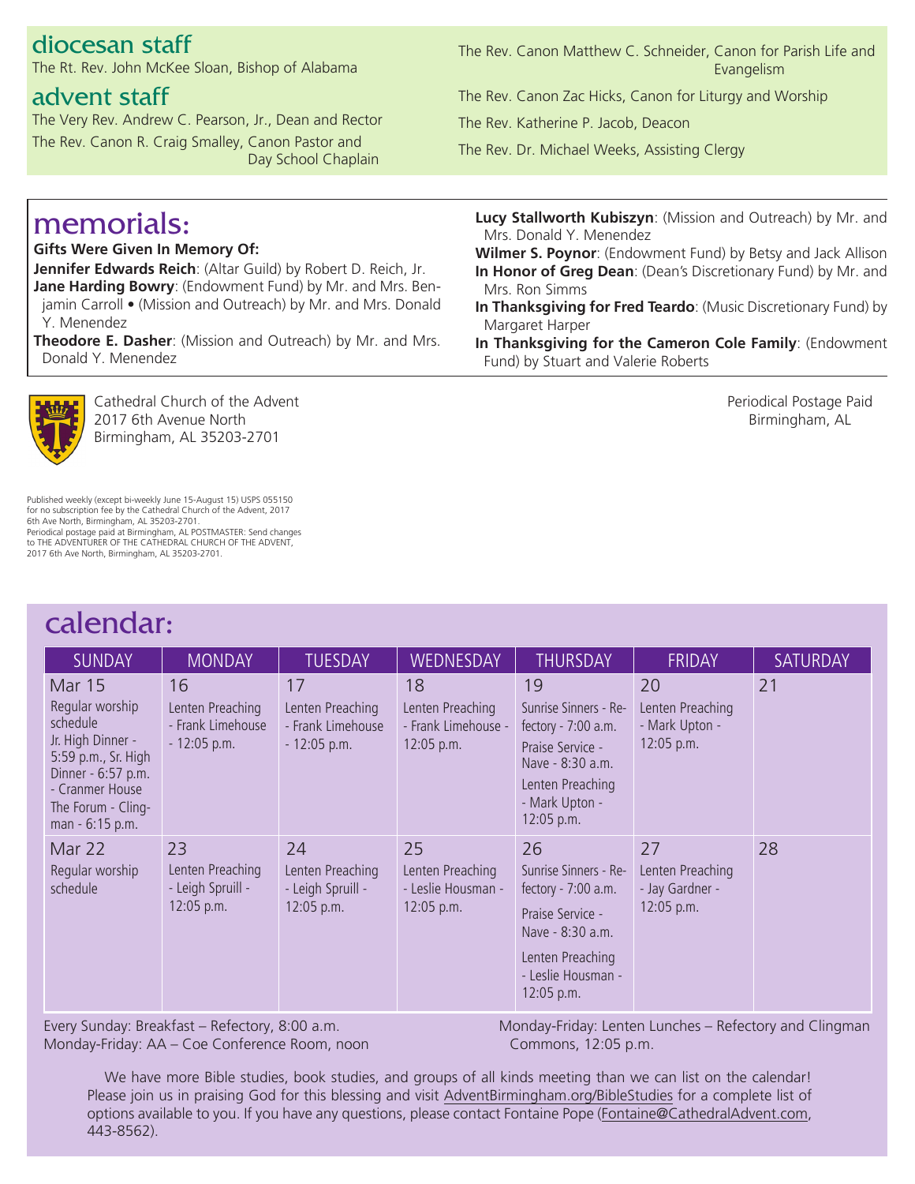## diocesan staff

The Rt. Rev. John McKee Sloan, Bishop of Alabama

## advent staff

The Very Rev. Andrew C. Pearson, Jr., Dean and Rector

The Rev. Canon R. Craig Smalley, Canon Pastor and Day School Chaplain

The Rev. Canon Matthew C. Schneider, Canon for Parish Life and Evangelism

The Rev. Canon Zac Hicks, Canon for Liturgy and Worship

The Rev. Katherine P. Jacob, Deacon

The Rev. Dr. Michael Weeks, Assisting Clergy

# memorials:

**Gifts Were Given In Memory Of:**

**Jennifer Edwards Reich**: (Altar Guild) by Robert D. Reich, Jr.

**Jane Harding Bowry**: (Endowment Fund) by Mr. and Mrs. Benjamin Carroll • (Mission and Outreach) by Mr. and Mrs. Donald Y. Menendez

**Theodore E. Dasher**: (Mission and Outreach) by Mr. and Mrs. Donald Y. Menendez

**Lucy Stallworth Kubiszyn**: (Mission and Outreach) by Mr. and Mrs. Donald Y. Menendez

**Wilmer S. Poynor**: (Endowment Fund) by Betsy and Jack Allison

**In Honor of Greg Dean**: (Dean's Discretionary Fund) by Mr. and Mrs. Ron Simms

**In Thanksgiving for Fred Teardo**: (Music Discretionary Fund) by Margaret Harper

**In Thanksgiving for the Cameron Cole Family**: (Endowment Fund) by Stuart and Valerie Roberts

Cathedral Church of the Advent
2017 6th Avenue North
Birmingham, AL 35203-2701

Periodical Postage Paid
Birmingham, AL

Published weekly (except bi-weekly June 15-August 15) USPS 055150 for no subscription fee by the Cathedral Church of the Advent, 2017 6th Ave North, Birmingham, AL 35203-2701.
Periodical postage paid at Birmingham, AL POSTMASTER: Send changes to THE ADVENTURER OF THE CATHEDRAL CHURCH OF THE ADVENT, 2017 6th Ave North, Birmingham, AL 35203-2701.

# calendar:

| SUNDAY | MONDAY | TUESDAY | WEDNESDAY | THURSDAY | FRIDAY | SATURDAY |
|---|---|---|---|---|---|---|
| Mar 15 Regular worship schedule Jr. High Dinner - 5:59 p.m., Sr. High Dinner - 6:57 p.m. - Cranmer House The Forum - Clingman - 6:15 p.m. | 16 Lenten Preaching - Frank Limehouse - 12:05 p.m. | 17 Lenten Preaching - Frank Limehouse - 12:05 p.m. | 18 Lenten Preaching - Frank Limehouse - 12:05 p.m. | 19 Sunrise Sinners - Refectory - 7:00 a.m. Praise Service - Nave - 8:30 a.m. Lenten Preaching - Mark Upton - 12:05 p.m. | 20 Lenten Preaching - Mark Upton - 12:05 p.m. | 21 |
| Mar 22 Regular worship schedule | 23 Lenten Preaching - Leigh Spruill - 12:05 p.m. | 24 Lenten Preaching - Leigh Spruill - 12:05 p.m. | 25 Lenten Preaching - Leslie Housman - 12:05 p.m. | 26 Sunrise Sinners - Refectory - 7:00 a.m. Praise Service - Nave - 8:30 a.m. Lenten Preaching - Leslie Housman - 12:05 p.m. | 27 Lenten Preaching - Jay Gardner - 12:05 p.m. | 28 |

Every Sunday: Breakfast – Refectory, 8:00 a.m.
Monday-Friday: AA – Coe Conference Room, noon
Monday-Friday: Lenten Lunches – Refectory and Clingman Commons, 12:05 p.m.

We have more Bible studies, book studies, and groups of all kinds meeting than we can list on the calendar! Please join us in praising God for this blessing and visit AdventBirmingham.org/BibleStudies for a complete list of options available to you. If you have any questions, please contact Fontaine Pope (Fontaine@CathedralAdvent.com, 443-8562).